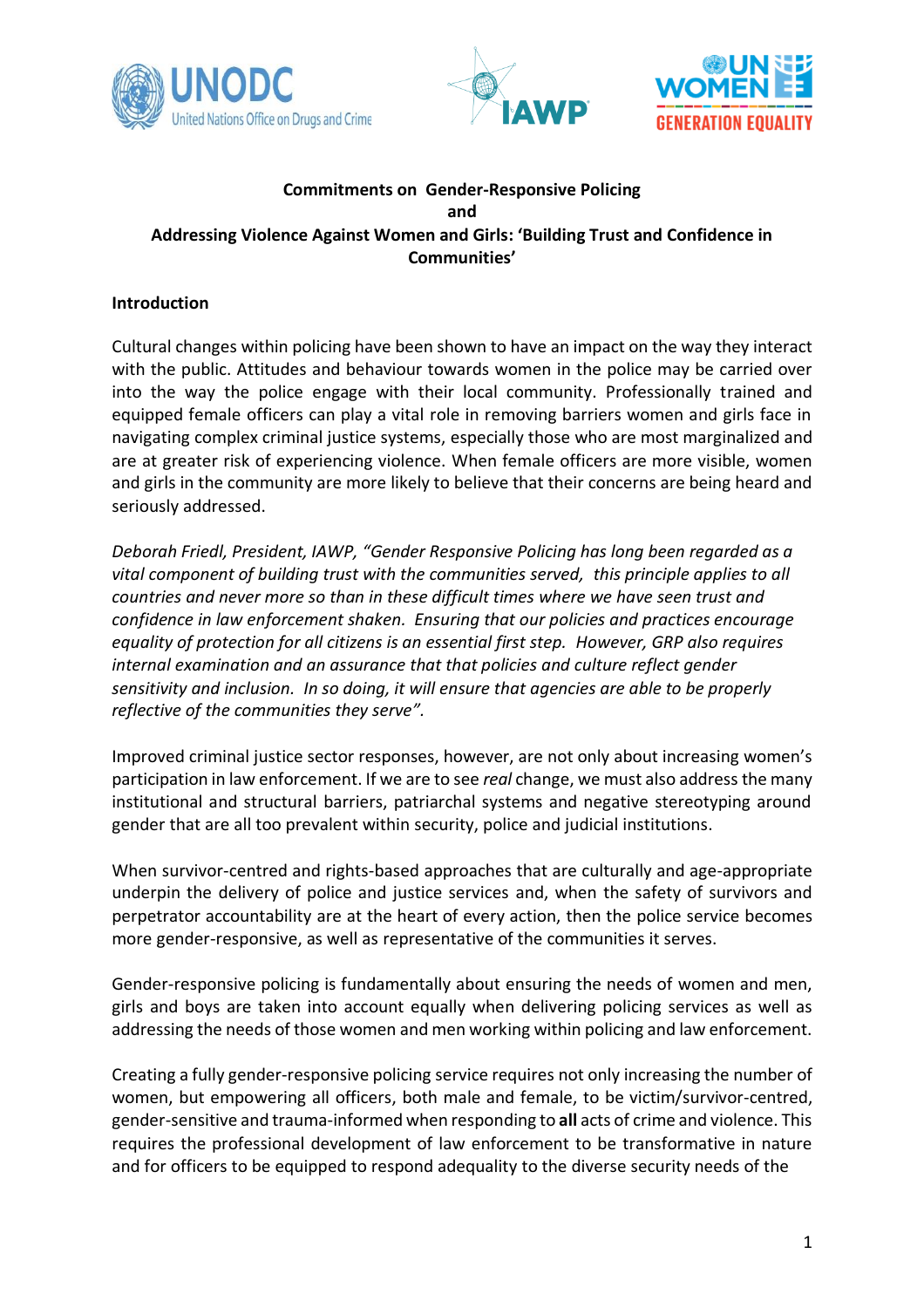**Commitments on Gender-Responsive Policing and Addressing Violence Against Women and Girls: 'Building Trust and Confidence in Communities'**

**Introduction**

Cultural changes within policing have been shown to have an impact on the way they interact with the public. Attitudes and behaviour towards women in the police may be carried over into the way the police engage with their local community. Professionally trained and equipped female officers can play a vital role in removing barriers women and girls face in navigating complex criminal justice systems, especially those who are most marginalized and are at greater risk of experiencing violence. When female officers are more visible, women and girls in the community are more likely to believe that their concerns are being heard and seriously addressed.

*Deborah Friedl, President, IAWP, "Gender Responsive Policing has long been regarded as a vital component of building trust with the communities served, this principle applies to all countries and never more so than in these difficult times where we have seen trust and confidence in law enforcement shaken. Ensuring that our policies and practices encourage equality of protection for all citizens is an essential first step. However, GRP also requires internal examination and an assurance that that policies and culture reflect gender sensitivity and inclusion. In so doing, it will ensure that agencies are able to be properly reflective of the communities they serve".*

Improved criminal justice sector responses, however, are not only about increasing women's participation in law enforcement. If we are to see *real* change, we must also address the many institutional and structural barriers, patriarchal systems and negative stereotyping around gender that are all too prevalent within security, police and judicial institutions.

When survivor-centred and rights-based approaches that are culturally and age-appropriate underpin the delivery of police and justice services and, when the safety of survivors and perpetrator accountability are at the heart of every action, then the police service becomes more gender-responsive, as well as representative of the communities it serves.

Gender-responsive policing is fundamentally about ensuring the needs of women and men, girls and boys are taken into account equally when delivering policing services as well as addressing the needs of those women and men working within policing and law enforcement.

Creating a fully gender-responsive policing service requires not only increasing the number of women, but empowering all officers, both male and female, to be victim/survivor-centred, gender-sensitive and trauma-informed when responding to **all** acts of crime and violence. This requires the professional development of law enforcement to be transformative in nature and for officers to be equipped to respond adequality to the diverse security needs of the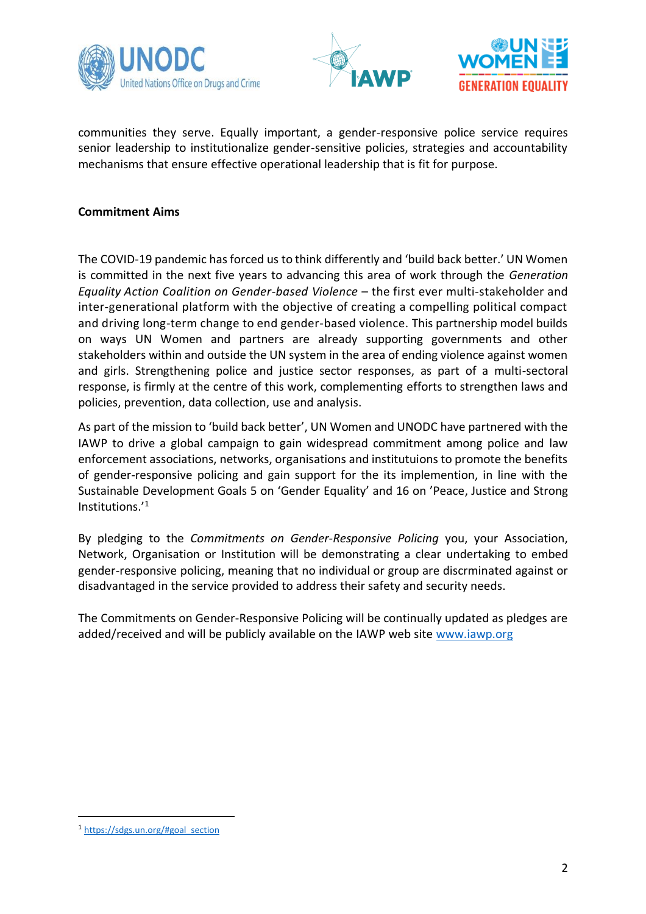communities they serve. Equally important, a gender-responsive police service requires senior leadership to institutionalize gender-sensitive policies, strategies and accountability mechanisms that ensure effective operational leadership that is fit for purpose.

**Commitment Aims**

The COVID-19 pandemic has forced us to think differently and 'build back better.' UN Women is committed in the next five years to advancing this area of work through the *Generation Equality Action Coalition on Gender-based Violence* – the first ever multi-stakeholder and inter-generational platform with the objective of creating a compelling political compact and driving long-term change to end gender-based violence. This partnership model builds on ways UN Women and partners are already supporting governments and other stakeholders within and outside the UN system in the area of ending violence against women and girls. Strengthening police and justice sector responses, as part of a multi-sectoral response, is firmly at the centre of this work, complementing efforts to strengthen laws and policies, prevention, data collection, use and analysis.

As part of the mission to 'build back better', UN Women and UNODC have partnered with the IAWP to drive a global campaign to gain widespread commitment among police and law enforcement associations, networks, organisations and institutuions to promote the benefits of gender-responsive policing and gain support for the its implemention, in line with the Sustainable Development Goals 5 on 'Gender Equality' and 16 on 'Peace, Justice and Strong Institutions.'[1]

By pledging to the *Commitments on Gender-Responsive Policing* you, your Association, Network, Organisation or Institution will be demonstrating a clear undertaking to embed gender-responsive policing, meaning that no individual or group are discrminated against or disadvantaged in the service provided to address their safety and security needs.

The Commitments on Gender-Responsive Policing will be continually updated as pledges are added/received and will be publicly available on the IAWP web site [www.iawp.org](http://www.iawp.org)

---

[1] https://sdgs.un.org/#goal_section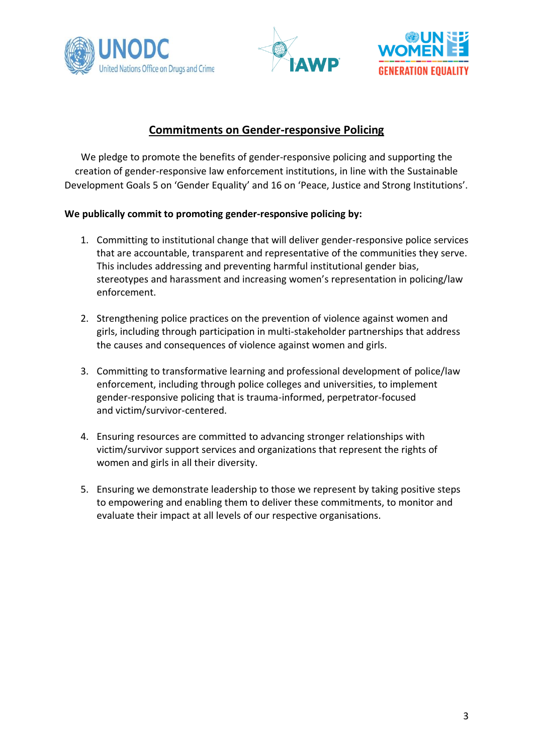## Commitments on Gender-responsive Policing

We pledge to promote the benefits of gender-responsive policing and supporting the creation of gender-responsive law enforcement institutions, in line with the Sustainable Development Goals 5 on 'Gender Equality' and 16 on 'Peace, Justice and Strong Institutions'.

**We publically commit to promoting gender-responsive policing by:**

1. Committing to institutional change that will deliver gender-responsive police services that are accountable, transparent and representative of the communities they serve. This includes addressing and preventing harmful institutional gender bias, stereotypes and harassment and increasing women's representation in policing/law enforcement.

2. Strengthening police practices on the prevention of violence against women and girls, including through participation in multi-stakeholder partnerships that address the causes and consequences of violence against women and girls.

3. Committing to transformative learning and professional development of police/law enforcement, including through police colleges and universities, to implement gender-responsive policing that is trauma-informed, perpetrator-focused and victim/survivor-centered.

4. Ensuring resources are committed to advancing stronger relationships with victim/survivor support services and organizations that represent the rights of women and girls in all their diversity.

5. Ensuring we demonstrate leadership to those we represent by taking positive steps to empowering and enabling them to deliver these commitments, to monitor and evaluate their impact at all levels of our respective organisations.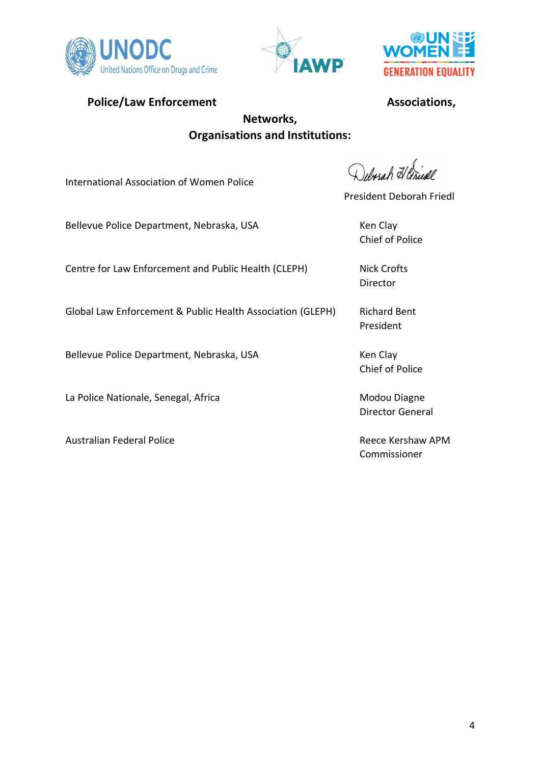**Police/Law Enforcement Associations, Networks, Organisations and Institutions:**

| | |
|---|---|
| International Association of Women Police | President Deborah Friedl |
| Bellevue Police Department, Nebraska, USA | Ken Clay<br>Chief of Police |
| Centre for Law Enforcement and Public Health (CLEPH) | Nick Crofts<br>Director |
| Global Law Enforcement & Public Health Association (GLEPH) | Richard Bent<br>President |
| Bellevue Police Department, Nebraska, USA | Ken Clay<br>Chief of Police |
| La Police Nationale, Senegal, Africa | Modou Diagne<br>Director General |
| Australian Federal Police | Reece Kershaw APM<br>Commissioner |